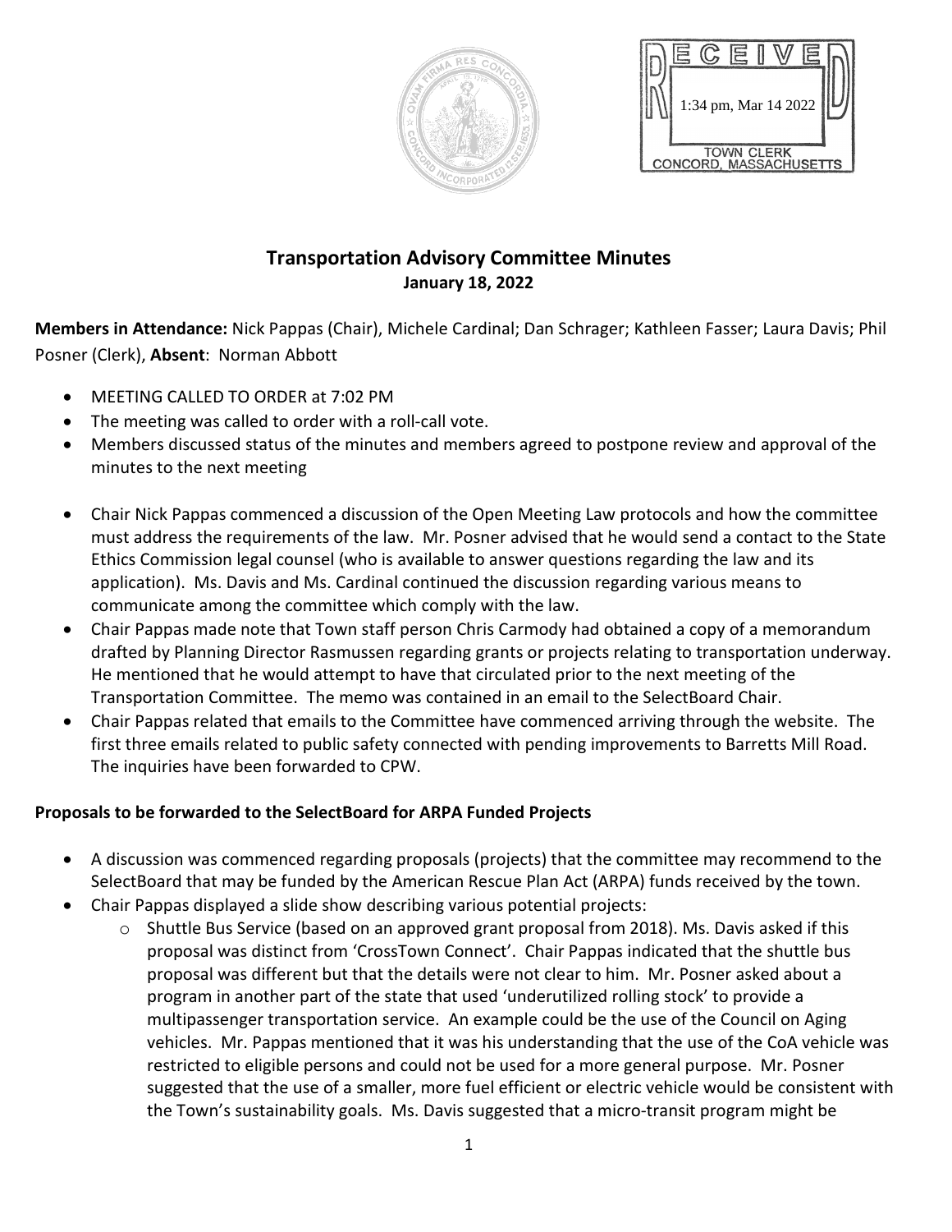RECEIVED
1:34 pm, Mar 14 2022
TOWN CLERK
CONCORD, MASSACHUSETTS

# Transportation Advisory Committee Minutes

**January 18, 2022**

**Members in Attendance:** Nick Pappas (Chair), Michele Cardinal; Dan Schrager; Kathleen Fasser; Laura Davis; Phil Posner (Clerk), **Absent**: Norman Abbott

- MEETING CALLED TO ORDER at 7:02 PM
- The meeting was called to order with a roll-call vote.
- Members discussed status of the minutes and members agreed to postpone review and approval of the minutes to the next meeting

- Chair Nick Pappas commenced a discussion of the Open Meeting Law protocols and how the committee must address the requirements of the law. Mr. Posner advised that he would send a contact to the State Ethics Commission legal counsel (who is available to answer questions regarding the law and its application). Ms. Davis and Ms. Cardinal continued the discussion regarding various means to communicate among the committee which comply with the law.
- Chair Pappas made note that Town staff person Chris Carmody had obtained a copy of a memorandum drafted by Planning Director Rasmussen regarding grants or projects relating to transportation underway. He mentioned that he would attempt to have that circulated prior to the next meeting of the Transportation Committee. The memo was contained in an email to the SelectBoard Chair.
- Chair Pappas related that emails to the Committee have commenced arriving through the website. The first three emails related to public safety connected with pending improvements to Barretts Mill Road. The inquiries have been forwarded to CPW.

**Proposals to be forwarded to the SelectBoard for ARPA Funded Projects**

- A discussion was commenced regarding proposals (projects) that the committee may recommend to the SelectBoard that may be funded by the American Rescue Plan Act (ARPA) funds received by the town.
- Chair Pappas displayed a slide show describing various potential projects:
  - Shuttle Bus Service (based on an approved grant proposal from 2018). Ms. Davis asked if this proposal was distinct from 'CrossTown Connect'. Chair Pappas indicated that the shuttle bus proposal was different but that the details were not clear to him. Mr. Posner asked about a program in another part of the state that used 'underutilized rolling stock' to provide a multipassenger transportation service. An example could be the use of the Council on Aging vehicles. Mr. Pappas mentioned that it was his understanding that the use of the CoA vehicle was restricted to eligible persons and could not be used for a more general purpose. Mr. Posner suggested that the use of a smaller, more fuel efficient or electric vehicle would be consistent with the Town's sustainability goals. Ms. Davis suggested that a micro-transit program might be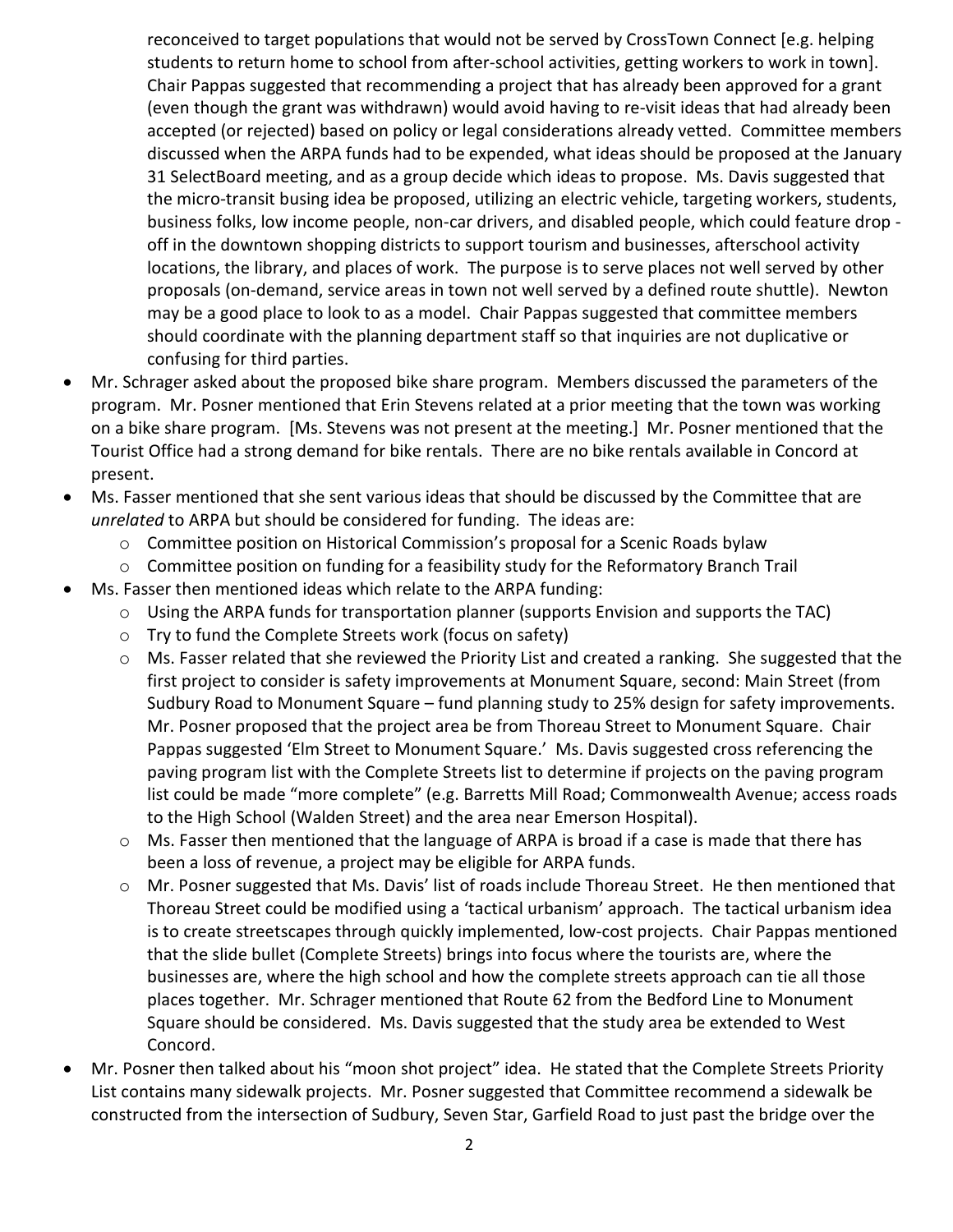reconceived to target populations that would not be served by CrossTown Connect [e.g. helping students to return home to school from after-school activities, getting workers to work in town]. Chair Pappas suggested that recommending a project that has already been approved for a grant (even though the grant was withdrawn) would avoid having to re-visit ideas that had already been accepted (or rejected) based on policy or legal considerations already vetted. Committee members discussed when the ARPA funds had to be expended, what ideas should be proposed at the January 31 SelectBoard meeting, and as a group decide which ideas to propose. Ms. Davis suggested that the micro-transit busing idea be proposed, utilizing an electric vehicle, targeting workers, students, business folks, low income people, non-car drivers, and disabled people, which could feature drop - off in the downtown shopping districts to support tourism and businesses, afterschool activity locations, the library, and places of work. The purpose is to serve places not well served by other proposals (on-demand, service areas in town not well served by a defined route shuttle). Newton may be a good place to look to as a model. Chair Pappas suggested that committee members should coordinate with the planning department staff so that inquiries are not duplicative or confusing for third parties.

- Mr. Schrager asked about the proposed bike share program. Members discussed the parameters of the program. Mr. Posner mentioned that Erin Stevens related at a prior meeting that the town was working on a bike share program. [Ms. Stevens was not present at the meeting.] Mr. Posner mentioned that the Tourist Office had a strong demand for bike rentals. There are no bike rentals available in Concord at present.
- Ms. Fasser mentioned that she sent various ideas that should be discussed by the Committee that are *unrelated* to ARPA but should be considered for funding. The ideas are:
  - Committee position on Historical Commission's proposal for a Scenic Roads bylaw
  - Committee position on funding for a feasibility study for the Reformatory Branch Trail
- Ms. Fasser then mentioned ideas which relate to the ARPA funding:
  - Using the ARPA funds for transportation planner (supports Envision and supports the TAC)
  - Try to fund the Complete Streets work (focus on safety)
  - Ms. Fasser related that she reviewed the Priority List and created a ranking. She suggested that the first project to consider is safety improvements at Monument Square, second: Main Street (from Sudbury Road to Monument Square – fund planning study to 25% design for safety improvements. Mr. Posner proposed that the project area be from Thoreau Street to Monument Square. Chair Pappas suggested 'Elm Street to Monument Square.' Ms. Davis suggested cross referencing the paving program list with the Complete Streets list to determine if projects on the paving program list could be made "more complete" (e.g. Barretts Mill Road; Commonwealth Avenue; access roads to the High School (Walden Street) and the area near Emerson Hospital).
  - Ms. Fasser then mentioned that the language of ARPA is broad if a case is made that there has been a loss of revenue, a project may be eligible for ARPA funds.
  - Mr. Posner suggested that Ms. Davis' list of roads include Thoreau Street. He then mentioned that Thoreau Street could be modified using a 'tactical urbanism' approach. The tactical urbanism idea is to create streetscapes through quickly implemented, low-cost projects. Chair Pappas mentioned that the slide bullet (Complete Streets) brings into focus where the tourists are, where the businesses are, where the high school and how the complete streets approach can tie all those places together. Mr. Schrager mentioned that Route 62 from the Bedford Line to Monument Square should be considered. Ms. Davis suggested that the study area be extended to West Concord.
- Mr. Posner then talked about his "moon shot project" idea. He stated that the Complete Streets Priority List contains many sidewalk projects. Mr. Posner suggested that Committee recommend a sidewalk be constructed from the intersection of Sudbury, Seven Star, Garfield Road to just past the bridge over the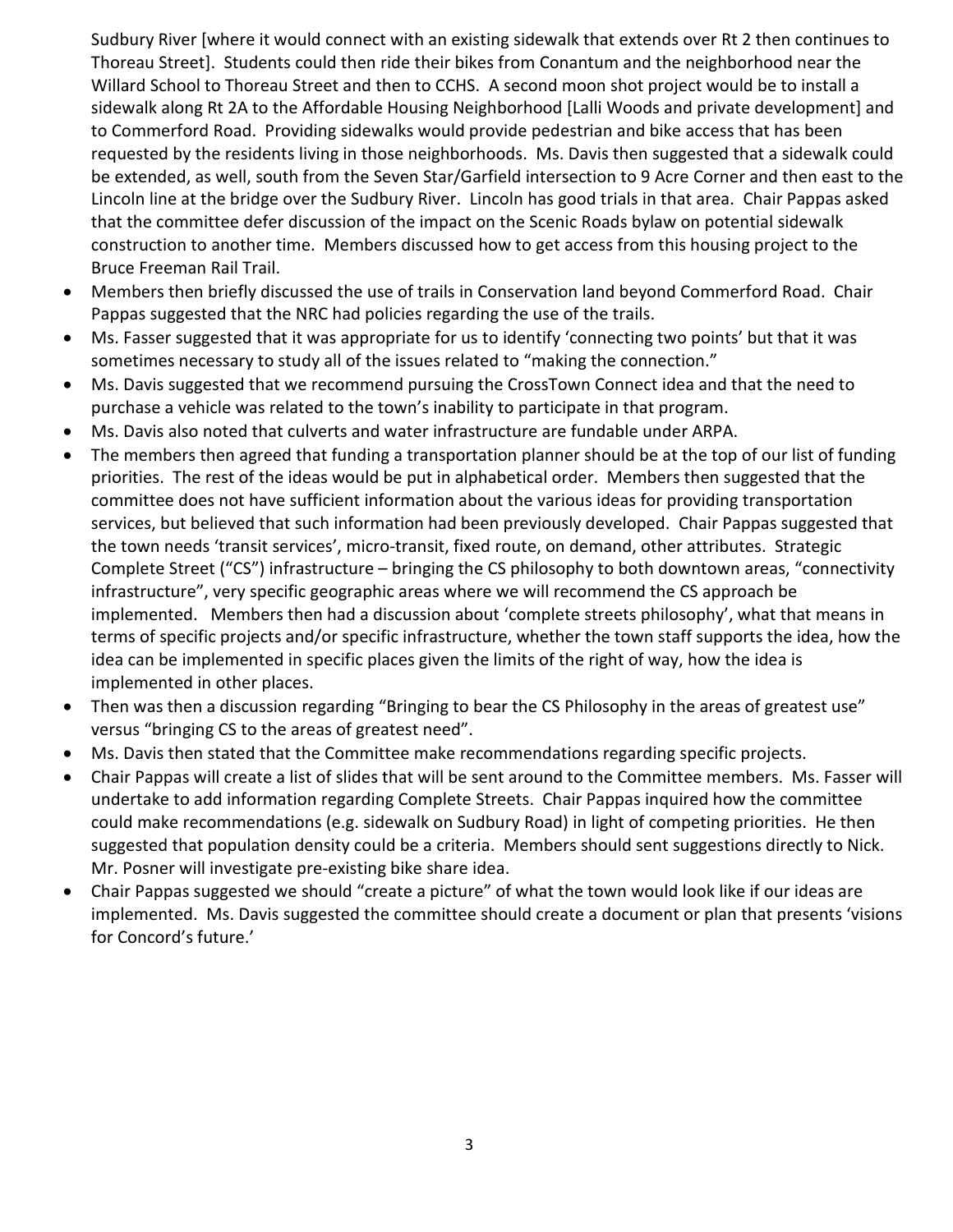Sudbury River [where it would connect with an existing sidewalk that extends over Rt 2 then continues to Thoreau Street]. Students could then ride their bikes from Conantum and the neighborhood near the Willard School to Thoreau Street and then to CCHS. A second moon shot project would be to install a sidewalk along Rt 2A to the Affordable Housing Neighborhood [Lalli Woods and private development] and to Commerford Road. Providing sidewalks would provide pedestrian and bike access that has been requested by the residents living in those neighborhoods. Ms. Davis then suggested that a sidewalk could be extended, as well, south from the Seven Star/Garfield intersection to 9 Acre Corner and then east to the Lincoln line at the bridge over the Sudbury River. Lincoln has good trials in that area. Chair Pappas asked that the committee defer discussion of the impact on the Scenic Roads bylaw on potential sidewalk construction to another time. Members discussed how to get access from this housing project to the Bruce Freeman Rail Trail.

- Members then briefly discussed the use of trails in Conservation land beyond Commerford Road. Chair Pappas suggested that the NRC had policies regarding the use of the trails.
- Ms. Fasser suggested that it was appropriate for us to identify 'connecting two points' but that it was sometimes necessary to study all of the issues related to "making the connection."
- Ms. Davis suggested that we recommend pursuing the CrossTown Connect idea and that the need to purchase a vehicle was related to the town's inability to participate in that program.
- Ms. Davis also noted that culverts and water infrastructure are fundable under ARPA.
- The members then agreed that funding a transportation planner should be at the top of our list of funding priorities. The rest of the ideas would be put in alphabetical order. Members then suggested that the committee does not have sufficient information about the various ideas for providing transportation services, but believed that such information had been previously developed. Chair Pappas suggested that the town needs 'transit services', micro-transit, fixed route, on demand, other attributes. Strategic Complete Street ("CS") infrastructure – bringing the CS philosophy to both downtown areas, "connectivity infrastructure", very specific geographic areas where we will recommend the CS approach be implemented. Members then had a discussion about 'complete streets philosophy', what that means in terms of specific projects and/or specific infrastructure, whether the town staff supports the idea, how the idea can be implemented in specific places given the limits of the right of way, how the idea is implemented in other places.
- Then was then a discussion regarding "Bringing to bear the CS Philosophy in the areas of greatest use" versus "bringing CS to the areas of greatest need".
- Ms. Davis then stated that the Committee make recommendations regarding specific projects.
- Chair Pappas will create a list of slides that will be sent around to the Committee members. Ms. Fasser will undertake to add information regarding Complete Streets. Chair Pappas inquired how the committee could make recommendations (e.g. sidewalk on Sudbury Road) in light of competing priorities. He then suggested that population density could be a criteria. Members should sent suggestions directly to Nick. Mr. Posner will investigate pre-existing bike share idea.
- Chair Pappas suggested we should "create a picture" of what the town would look like if our ideas are implemented. Ms. Davis suggested the committee should create a document or plan that presents 'visions for Concord's future.'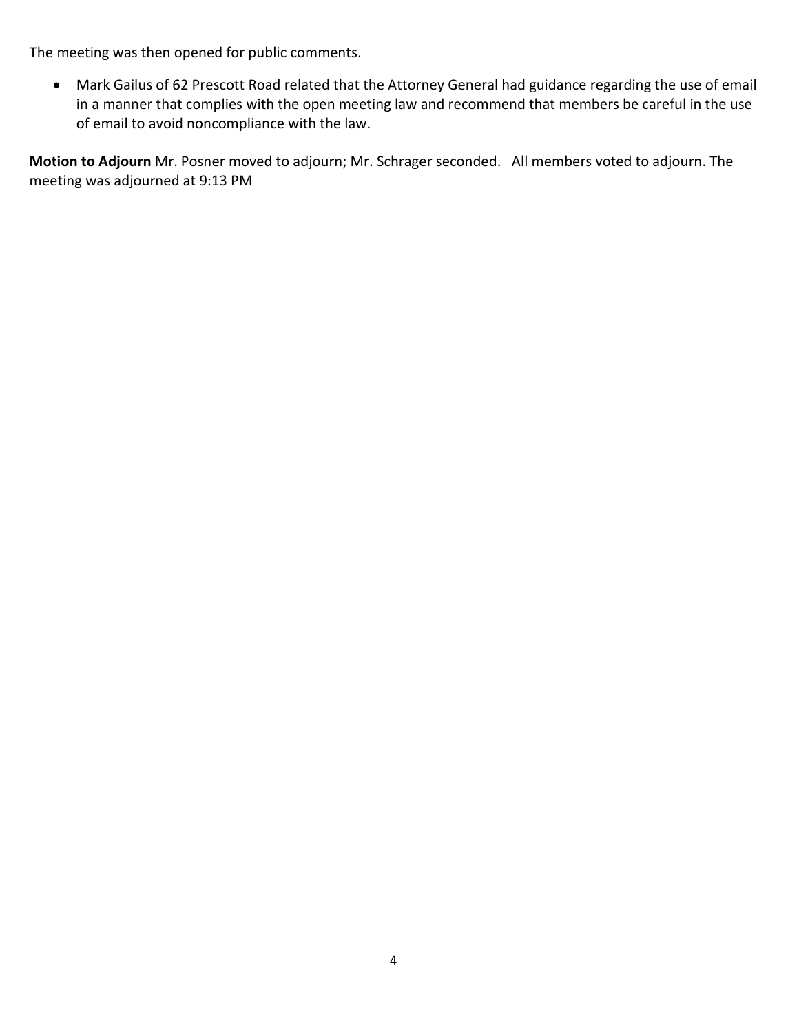The meeting was then opened for public comments.

- Mark Gailus of 62 Prescott Road related that the Attorney General had guidance regarding the use of email in a manner that complies with the open meeting law and recommend that members be careful in the use of email to avoid noncompliance with the law.

**Motion to Adjourn** Mr. Posner moved to adjourn; Mr. Schrager seconded. All members voted to adjourn. The meeting was adjourned at 9:13 PM